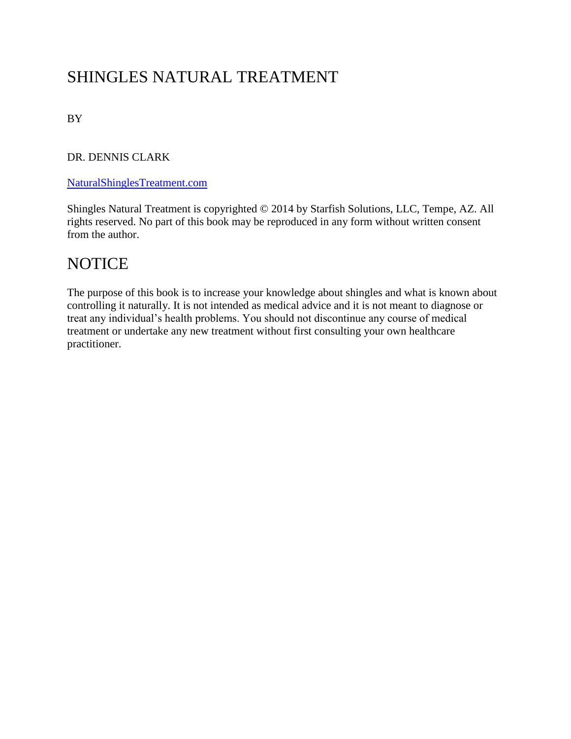# SHINGLES NATURAL TREATMENT

BY

DR. DENNIS CLARK

[NaturalShinglesTreatment.com](NaturalShinglesTreatment.com)

Shingles Natural Treatment is copyrighted © 2014 by Starfish Solutions, LLC, Tempe, AZ. All rights reserved. No part of this book may be reproduced in any form without written consent from the author.

## NOTICE

The purpose of this book is to increase your knowledge about shingles and what is known about controlling it naturally. It is not intended as medical advice and it is not meant to diagnose or treat any individual's health problems. You should not discontinue any course of medical treatment or undertake any new treatment without first consulting your own healthcare practitioner.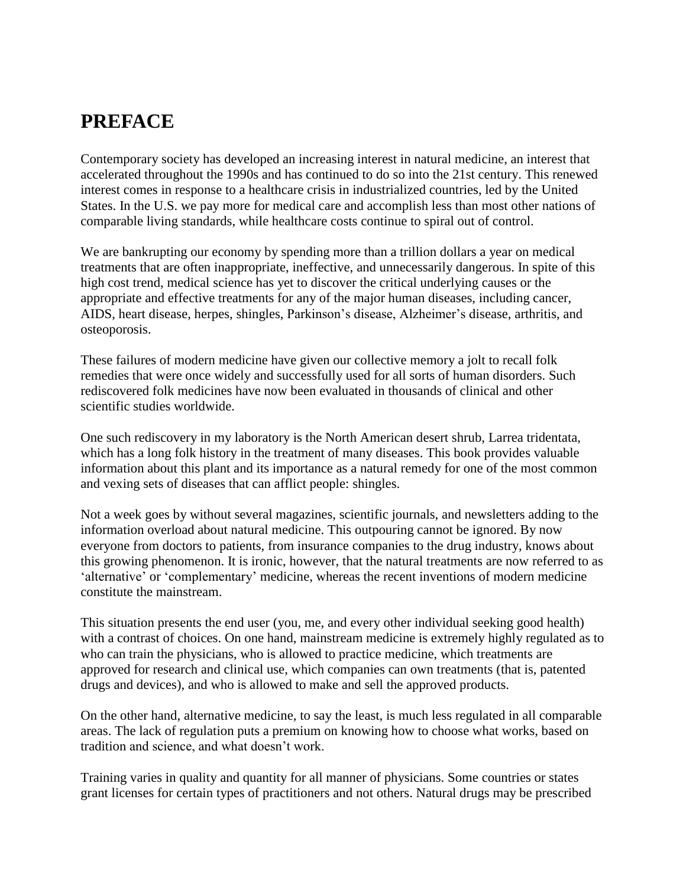# PREFACE

Contemporary society has developed an increasing interest in natural medicine, an interest that accelerated throughout the 1990s and has continued to do so into the 21st century. This renewed interest comes in response to a healthcare crisis in industrialized countries, led by the United States. In the U.S. we pay more for medical care and accomplish less than most other nations of comparable living standards, while healthcare costs continue to spiral out of control.

We are bankrupting our economy by spending more than a trillion dollars a year on medical treatments that are often inappropriate, ineffective, and unnecessarily dangerous. In spite of this high cost trend, medical science has yet to discover the critical underlying causes or the appropriate and effective treatments for any of the major human diseases, including cancer, AIDS, heart disease, herpes, shingles, Parkinson's disease, Alzheimer's disease, arthritis, and osteoporosis.

These failures of modern medicine have given our collective memory a jolt to recall folk remedies that were once widely and successfully used for all sorts of human disorders. Such rediscovered folk medicines have now been evaluated in thousands of clinical and other scientific studies worldwide.

One such rediscovery in my laboratory is the North American desert shrub, Larrea tridentata, which has a long folk history in the treatment of many diseases. This book provides valuable information about this plant and its importance as a natural remedy for one of the most common and vexing sets of diseases that can afflict people: shingles.

Not a week goes by without several magazines, scientific journals, and newsletters adding to the information overload about natural medicine. This outpouring cannot be ignored. By now everyone from doctors to patients, from insurance companies to the drug industry, knows about this growing phenomenon. It is ironic, however, that the natural treatments are now referred to as 'alternative' or 'complementary' medicine, whereas the recent inventions of modern medicine constitute the mainstream.

This situation presents the end user (you, me, and every other individual seeking good health) with a contrast of choices. On one hand, mainstream medicine is extremely highly regulated as to who can train the physicians, who is allowed to practice medicine, which treatments are approved for research and clinical use, which companies can own treatments (that is, patented drugs and devices), and who is allowed to make and sell the approved products.

On the other hand, alternative medicine, to say the least, is much less regulated in all comparable areas. The lack of regulation puts a premium on knowing how to choose what works, based on tradition and science, and what doesn't work.

Training varies in quality and quantity for all manner of physicians. Some countries or states grant licenses for certain types of practitioners and not others. Natural drugs may be prescribed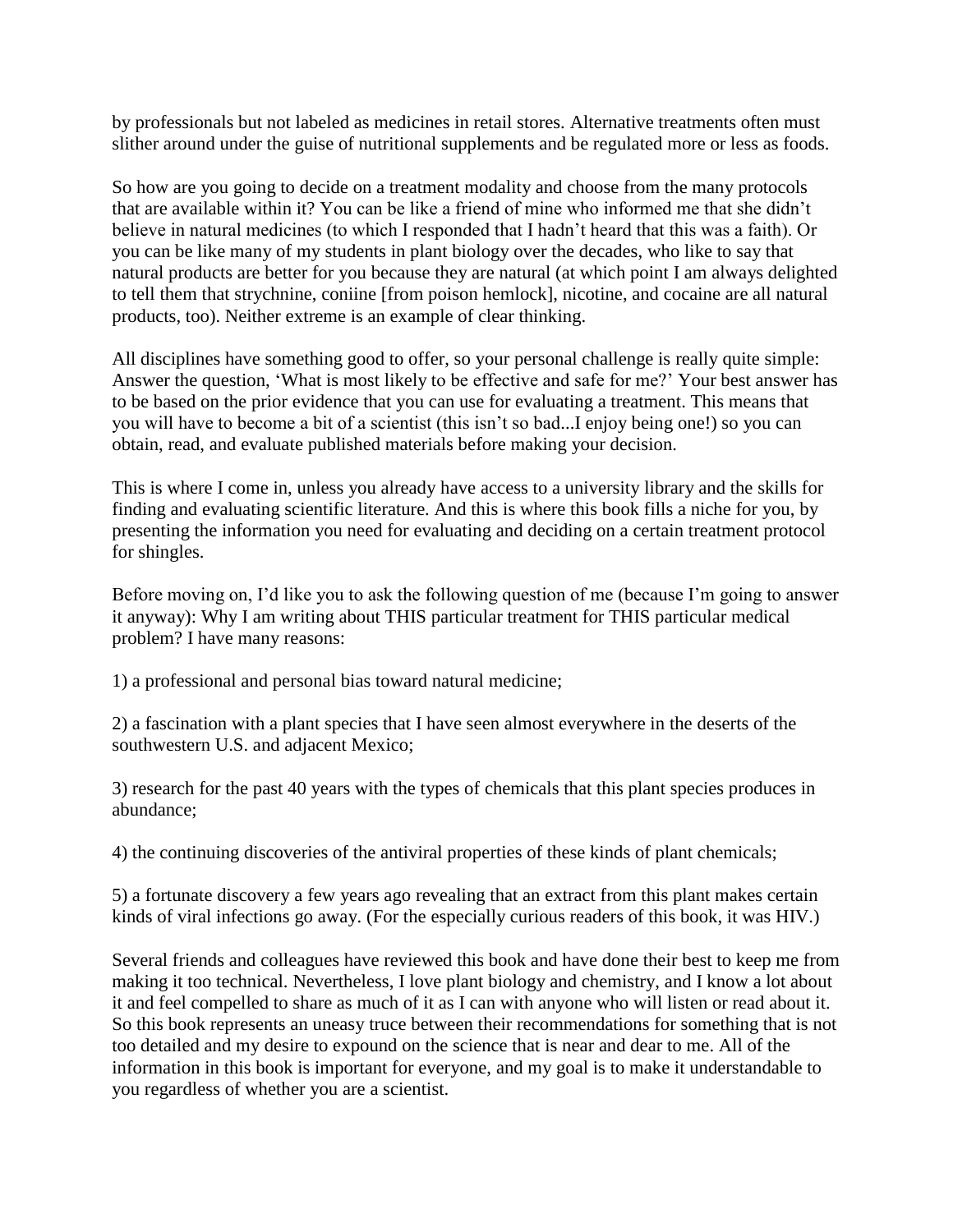by professionals but not labeled as medicines in retail stores. Alternative treatments often must slither around under the guise of nutritional supplements and be regulated more or less as foods.

So how are you going to decide on a treatment modality and choose from the many protocols that are available within it? You can be like a friend of mine who informed me that she didn't believe in natural medicines (to which I responded that I hadn't heard that this was a faith). Or you can be like many of my students in plant biology over the decades, who like to say that natural products are better for you because they are natural (at which point I am always delighted to tell them that strychnine, coniine [from poison hemlock], nicotine, and cocaine are all natural products, too). Neither extreme is an example of clear thinking.

All disciplines have something good to offer, so your personal challenge is really quite simple: Answer the question, 'What is most likely to be effective and safe for me?' Your best answer has to be based on the prior evidence that you can use for evaluating a treatment. This means that you will have to become a bit of a scientist (this isn't so bad...I enjoy being one!) so you can obtain, read, and evaluate published materials before making your decision.

This is where I come in, unless you already have access to a university library and the skills for finding and evaluating scientific literature. And this is where this book fills a niche for you, by presenting the information you need for evaluating and deciding on a certain treatment protocol for shingles.

Before moving on, I'd like you to ask the following question of me (because I'm going to answer it anyway): Why I am writing about THIS particular treatment for THIS particular medical problem? I have many reasons:

1) a professional and personal bias toward natural medicine;

2) a fascination with a plant species that I have seen almost everywhere in the deserts of the southwestern U.S. and adjacent Mexico;

3) research for the past 40 years with the types of chemicals that this plant species produces in abundance;

4) the continuing discoveries of the antiviral properties of these kinds of plant chemicals;

5) a fortunate discovery a few years ago revealing that an extract from this plant makes certain kinds of viral infections go away. (For the especially curious readers of this book, it was HIV.)

Several friends and colleagues have reviewed this book and have done their best to keep me from making it too technical. Nevertheless, I love plant biology and chemistry, and I know a lot about it and feel compelled to share as much of it as I can with anyone who will listen or read about it. So this book represents an uneasy truce between their recommendations for something that is not too detailed and my desire to expound on the science that is near and dear to me. All of the information in this book is important for everyone, and my goal is to make it understandable to you regardless of whether you are a scientist.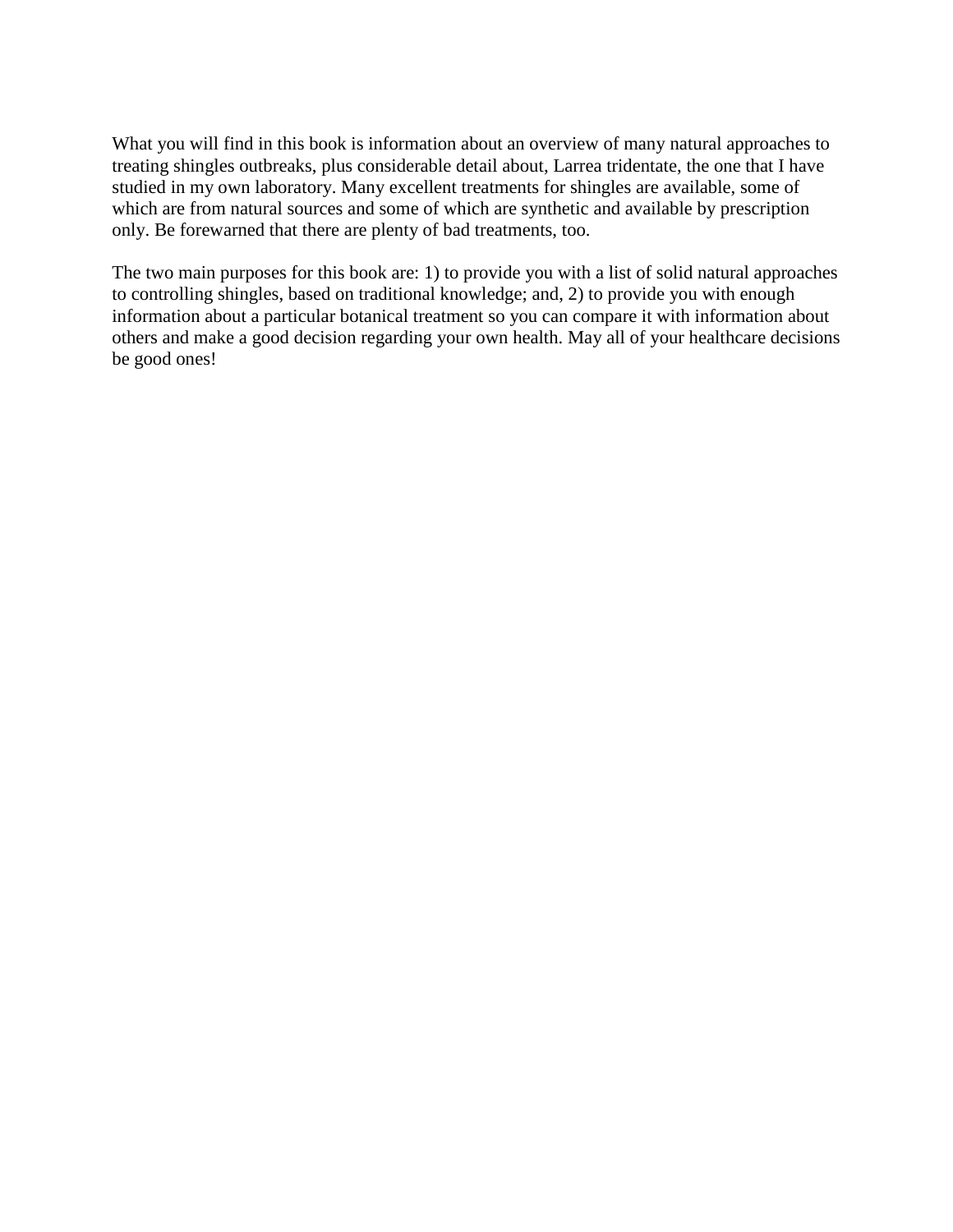What you will find in this book is information about an overview of many natural approaches to treating shingles outbreaks, plus considerable detail about, Larrea tridentate, the one that I have studied in my own laboratory. Many excellent treatments for shingles are available, some of which are from natural sources and some of which are synthetic and available by prescription only. Be forewarned that there are plenty of bad treatments, too.

The two main purposes for this book are: 1) to provide you with a list of solid natural approaches to controlling shingles, based on traditional knowledge; and, 2) to provide you with enough information about a particular botanical treatment so you can compare it with information about others and make a good decision regarding your own health. May all of your healthcare decisions be good ones!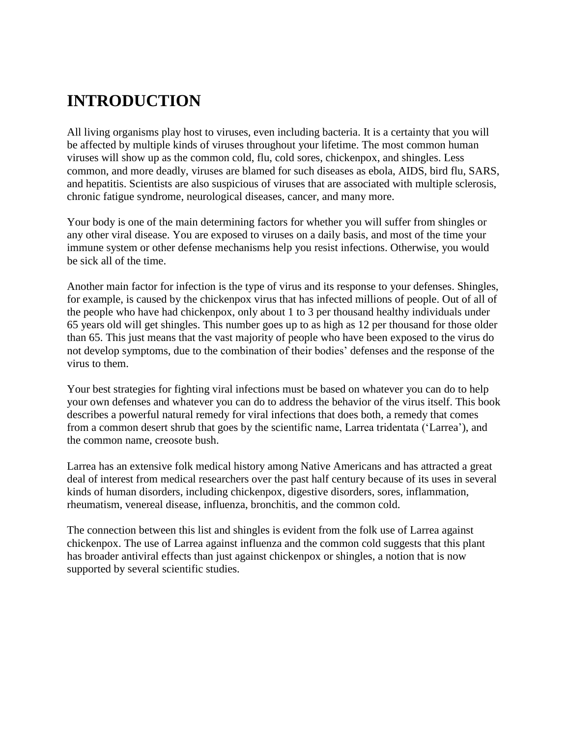# INTRODUCTION

All living organisms play host to viruses, even including bacteria. It is a certainty that you will be affected by multiple kinds of viruses throughout your lifetime. The most common human viruses will show up as the common cold, flu, cold sores, chickenpox, and shingles. Less common, and more deadly, viruses are blamed for such diseases as ebola, AIDS, bird flu, SARS, and hepatitis. Scientists are also suspicious of viruses that are associated with multiple sclerosis, chronic fatigue syndrome, neurological diseases, cancer, and many more.

Your body is one of the main determining factors for whether you will suffer from shingles or any other viral disease. You are exposed to viruses on a daily basis, and most of the time your immune system or other defense mechanisms help you resist infections. Otherwise, you would be sick all of the time.

Another main factor for infection is the type of virus and its response to your defenses. Shingles, for example, is caused by the chickenpox virus that has infected millions of people. Out of all of the people who have had chickenpox, only about 1 to 3 per thousand healthy individuals under 65 years old will get shingles. This number goes up to as high as 12 per thousand for those older than 65. This just means that the vast majority of people who have been exposed to the virus do not develop symptoms, due to the combination of their bodies' defenses and the response of the virus to them.

Your best strategies for fighting viral infections must be based on whatever you can do to help your own defenses and whatever you can do to address the behavior of the virus itself. This book describes a powerful natural remedy for viral infections that does both, a remedy that comes from a common desert shrub that goes by the scientific name, Larrea tridentata ('Larrea'), and the common name, creosote bush.

Larrea has an extensive folk medical history among Native Americans and has attracted a great deal of interest from medical researchers over the past half century because of its uses in several kinds of human disorders, including chickenpox, digestive disorders, sores, inflammation, rheumatism, venereal disease, influenza, bronchitis, and the common cold.

The connection between this list and shingles is evident from the folk use of Larrea against chickenpox. The use of Larrea against influenza and the common cold suggests that this plant has broader antiviral effects than just against chickenpox or shingles, a notion that is now supported by several scientific studies.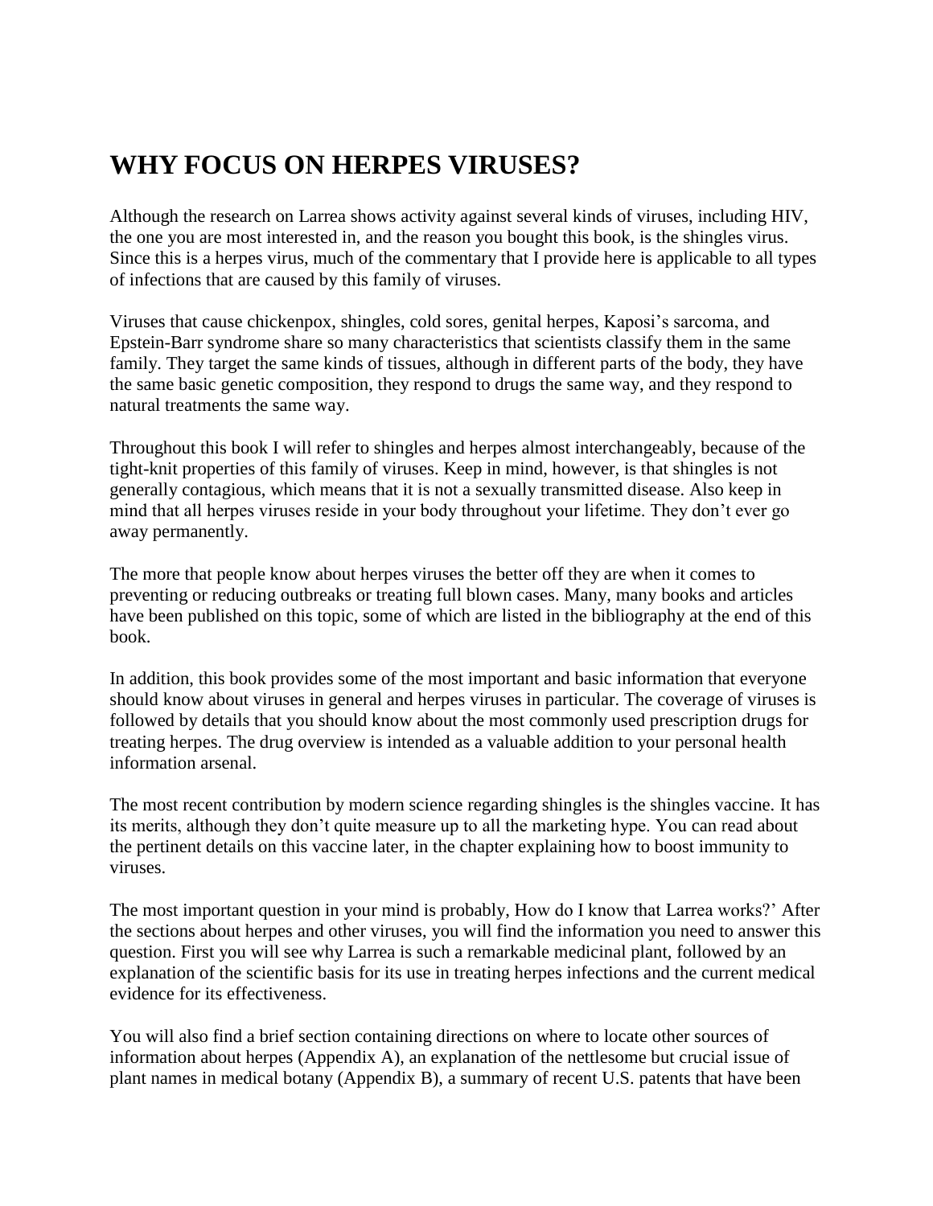# WHY FOCUS ON HERPES VIRUSES?

Although the research on Larrea shows activity against several kinds of viruses, including HIV, the one you are most interested in, and the reason you bought this book, is the shingles virus. Since this is a herpes virus, much of the commentary that I provide here is applicable to all types of infections that are caused by this family of viruses.

Viruses that cause chickenpox, shingles, cold sores, genital herpes, Kaposi's sarcoma, and Epstein-Barr syndrome share so many characteristics that scientists classify them in the same family. They target the same kinds of tissues, although in different parts of the body, they have the same basic genetic composition, they respond to drugs the same way, and they respond to natural treatments the same way.

Throughout this book I will refer to shingles and herpes almost interchangeably, because of the tight-knit properties of this family of viruses. Keep in mind, however, is that shingles is not generally contagious, which means that it is not a sexually transmitted disease. Also keep in mind that all herpes viruses reside in your body throughout your lifetime. They don't ever go away permanently.

The more that people know about herpes viruses the better off they are when it comes to preventing or reducing outbreaks or treating full blown cases. Many, many books and articles have been published on this topic, some of which are listed in the bibliography at the end of this book.

In addition, this book provides some of the most important and basic information that everyone should know about viruses in general and herpes viruses in particular. The coverage of viruses is followed by details that you should know about the most commonly used prescription drugs for treating herpes. The drug overview is intended as a valuable addition to your personal health information arsenal.

The most recent contribution by modern science regarding shingles is the shingles vaccine. It has its merits, although they don't quite measure up to all the marketing hype. You can read about the pertinent details on this vaccine later, in the chapter explaining how to boost immunity to viruses.

The most important question in your mind is probably, How do I know that Larrea works?' After the sections about herpes and other viruses, you will find the information you need to answer this question. First you will see why Larrea is such a remarkable medicinal plant, followed by an explanation of the scientific basis for its use in treating herpes infections and the current medical evidence for its effectiveness.

You will also find a brief section containing directions on where to locate other sources of information about herpes (Appendix A), an explanation of the nettlesome but crucial issue of plant names in medical botany (Appendix B), a summary of recent U.S. patents that have been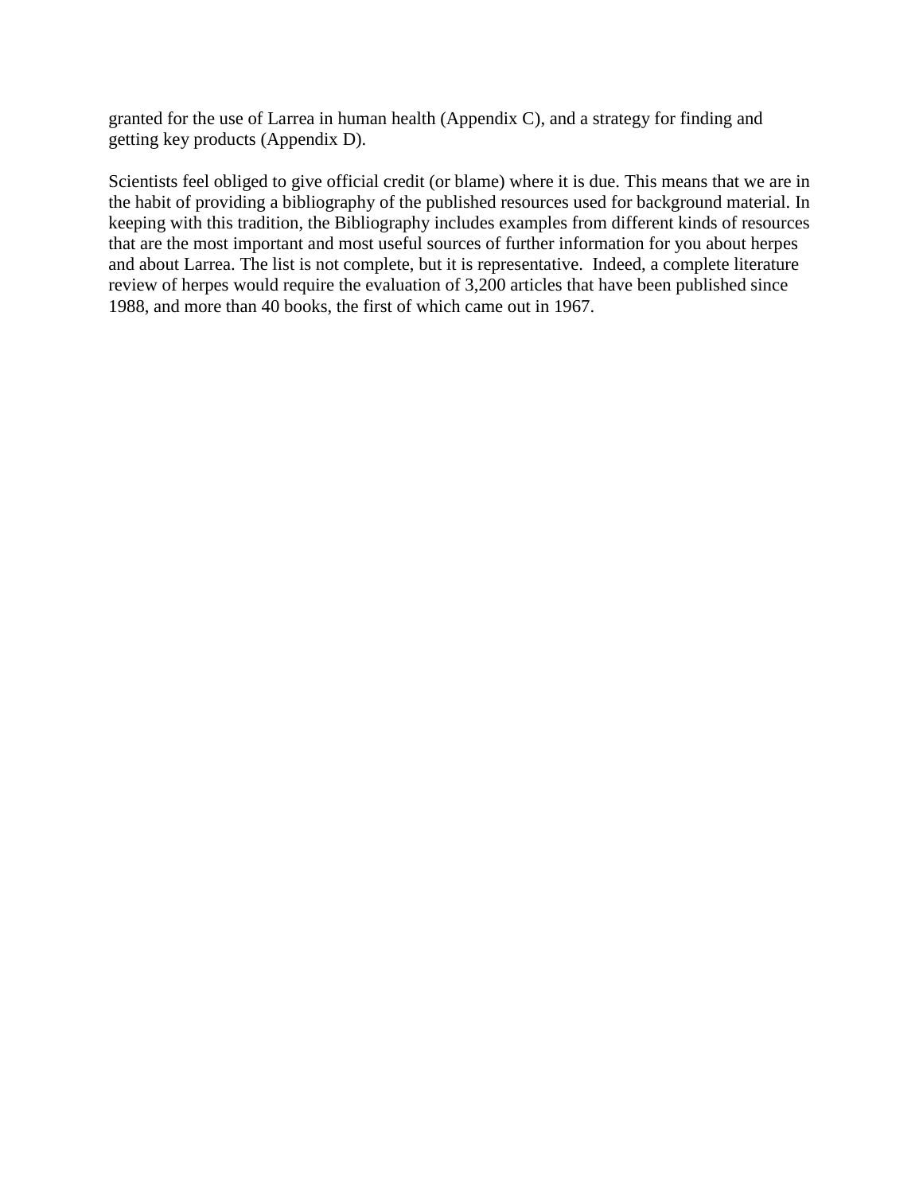granted for the use of Larrea in human health (Appendix C), and a strategy for finding and getting key products (Appendix D).

Scientists feel obliged to give official credit (or blame) where it is due. This means that we are in the habit of providing a bibliography of the published resources used for background material. In keeping with this tradition, the Bibliography includes examples from different kinds of resources that are the most important and most useful sources of further information for you about herpes and about Larrea. The list is not complete, but it is representative. Indeed, a complete literature review of herpes would require the evaluation of 3,200 articles that have been published since 1988, and more than 40 books, the first of which came out in 1967.